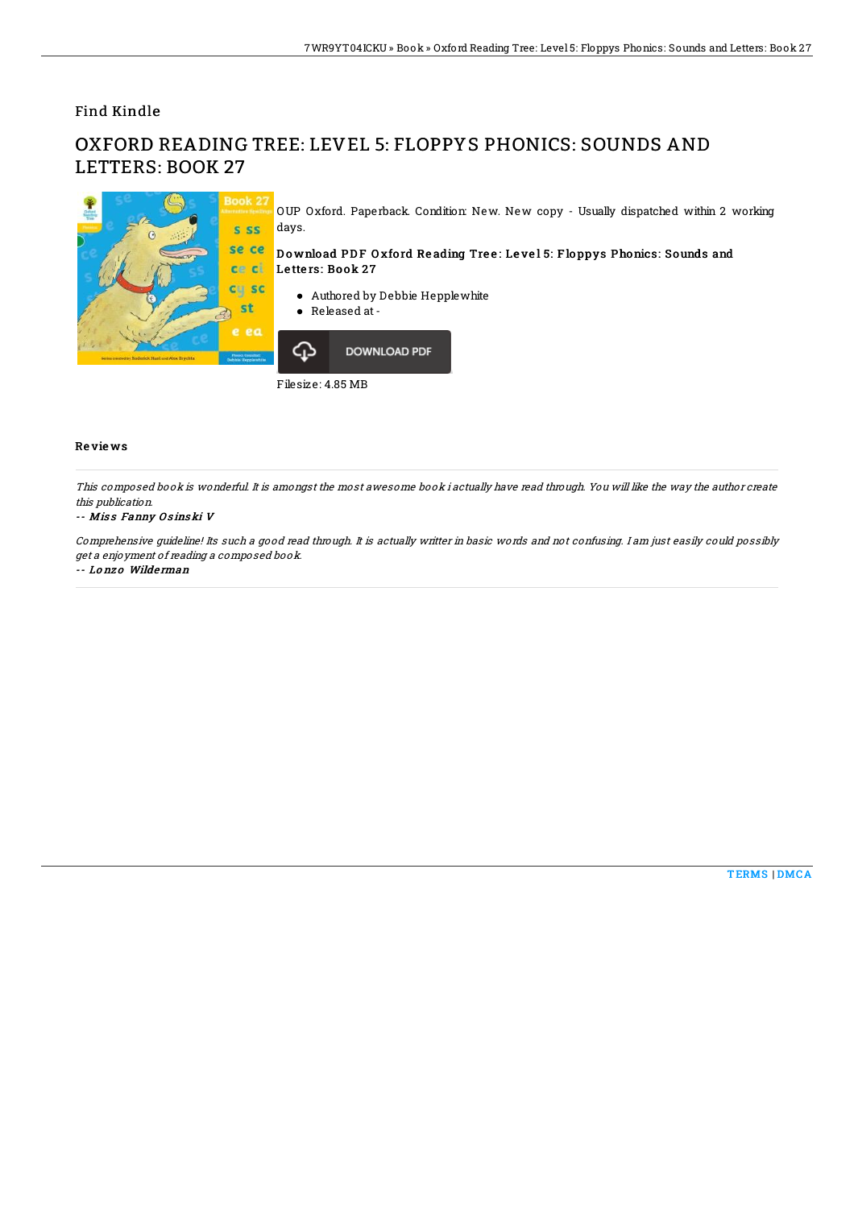Find Kindle

# OXFORD READING TREE: LEVEL 5: FLOPPYS PHONICS: SOUNDS AND LETTERS: BOOK 27

OUP Oxford. Paperback. Condition: New. New copy - Usually dispatched within 2 working days.

### Download PDF Oxford Reading Tree: Level 5: Floppys Phonics: Sounds and Letters: Book 27

- Authored by Debbie Hepplewhite
- Released at -

DOWNLOAD PDF

Filesize: 4.85 MB

## Reviews

*This composed book is wonderful. It is amongst the most awesome book i actually have read through. You will like the way the author create this publication.*

*-- Miss Fanny Osinski V*

*Comprehensive guideline! Its such a good read through. It is actually writter in basic words and not confusing. I am just easily could possibly get a enjoyment of reading a composed book.*

*-- Lonzo Wilderman*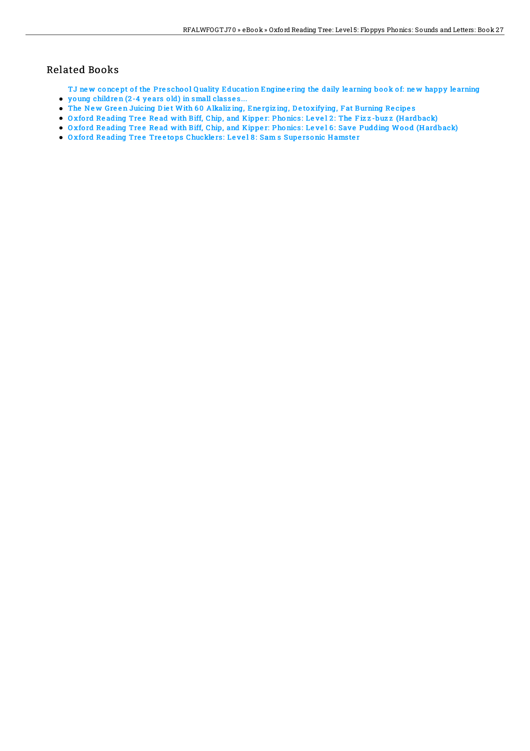## Related Books

- TJ new concept of the Preschool Quality Education Engineering the daily learning book of: new happy learning young children (2-4 years old) in small classes...
- The New Green Juicing Diet With 60 Alkalizing, Energizing, Detoxifying, Fat Burning Recipes
- Oxford Reading Tree Read with Biff, Chip, and Kipper: Phonics: Level 2: The Fizz-buzz (Hardback)
- Oxford Reading Tree Read with Biff, Chip, and Kipper: Phonics: Level 6: Save Pudding Wood (Hardback)
- Oxford Reading Tree Treetops Chucklers: Level 8: Sam s Supersonic Hamster